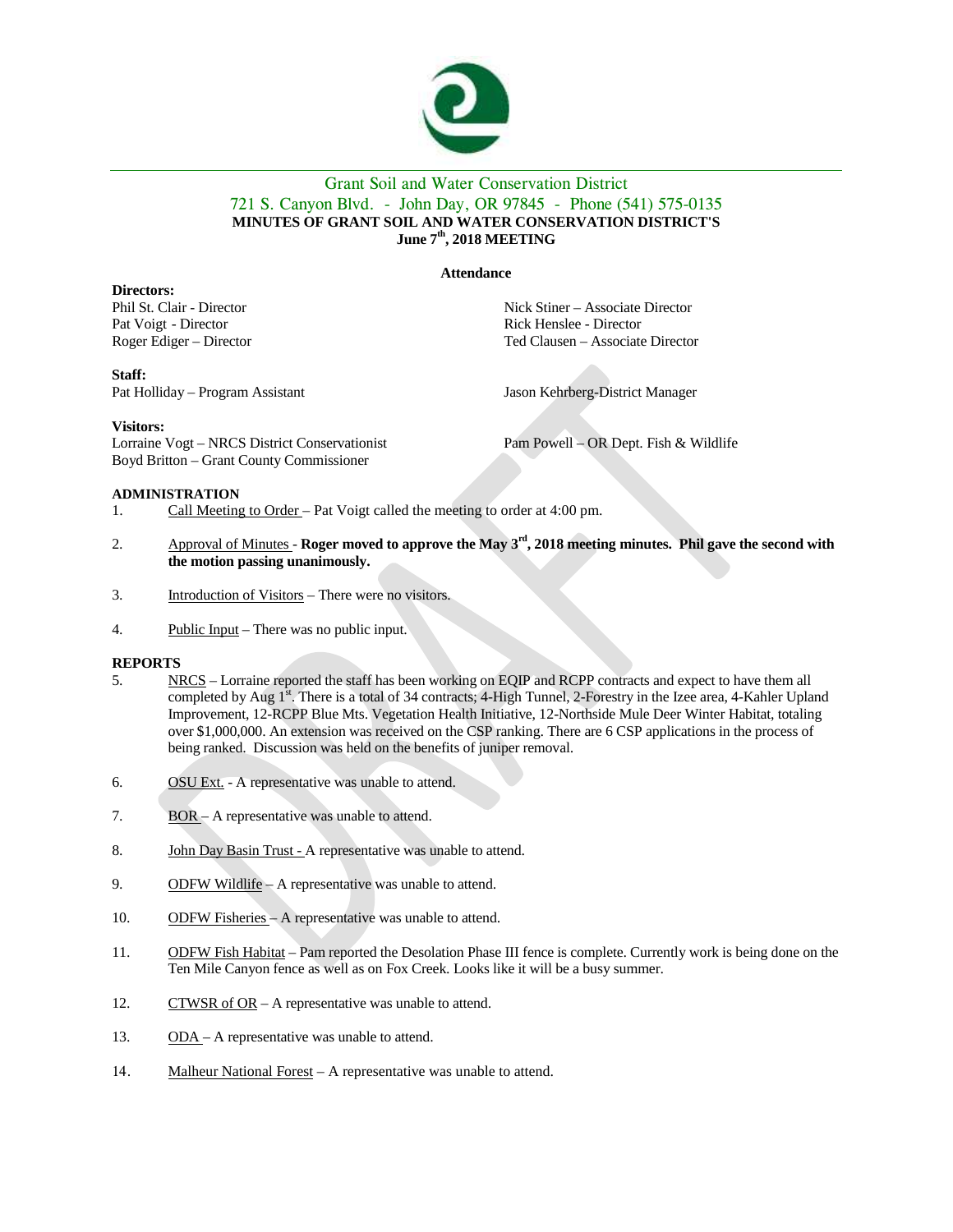Grant Soil and Water Conservation District
721 S. Canyon Blvd. - John Day, OR 97845 - Phone (541) 575-0135

**MINUTES OF GRANT SOIL AND WATER CONSERVATION DISTRICT'S**
**June 7th, 2018 MEETING**

**Attendance**

**Directors:**
Phil St. Clair - Director
Pat Voigt - Director
Roger Ediger – Director
Nick Stiner – Associate Director
Rick Henslee - Director
Ted Clausen – Associate Director

**Staff:**
Pat Holliday – Program Assistant
Jason Kehrberg-District Manager

**Visitors:**
Lorraine Vogt – NRCS District Conservationist
Boyd Britton – Grant County Commissioner
Pam Powell – OR Dept. Fish & Wildlife

**ADMINISTRATION**

1. Call Meeting to Order – Pat Voigt called the meeting to order at 4:00 pm.
2. Approval of Minutes - **Roger moved to approve the May 3rd, 2018 meeting minutes. Phil gave the second with the motion passing unanimously.**
3. Introduction of Visitors – There were no visitors.
4. Public Input – There was no public input.

**REPORTS**

5. NRCS – Lorraine reported the staff has been working on EQIP and RCPP contracts and expect to have them all completed by Aug 1st. There is a total of 34 contracts; 4-High Tunnel, 2-Forestry in the Izee area, 4-Kahler Upland Improvement, 12-RCPP Blue Mts. Vegetation Health Initiative, 12-Northside Mule Deer Winter Habitat, totaling over $1,000,000. An extension was received on the CSP ranking. There are 6 CSP applications in the process of being ranked. Discussion was held on the benefits of juniper removal.
6. OSU Ext. - A representative was unable to attend.
7. BOR – A representative was unable to attend.
8. John Day Basin Trust - A representative was unable to attend.
9. ODFW Wildlife – A representative was unable to attend.
10. ODFW Fisheries – A representative was unable to attend.
11. ODFW Fish Habitat – Pam reported the Desolation Phase III fence is complete. Currently work is being done on the Ten Mile Canyon fence as well as on Fox Creek. Looks like it will be a busy summer.
12. CTWSR of OR – A representative was unable to attend.
13. ODA – A representative was unable to attend.
14. Malheur National Forest – A representative was unable to attend.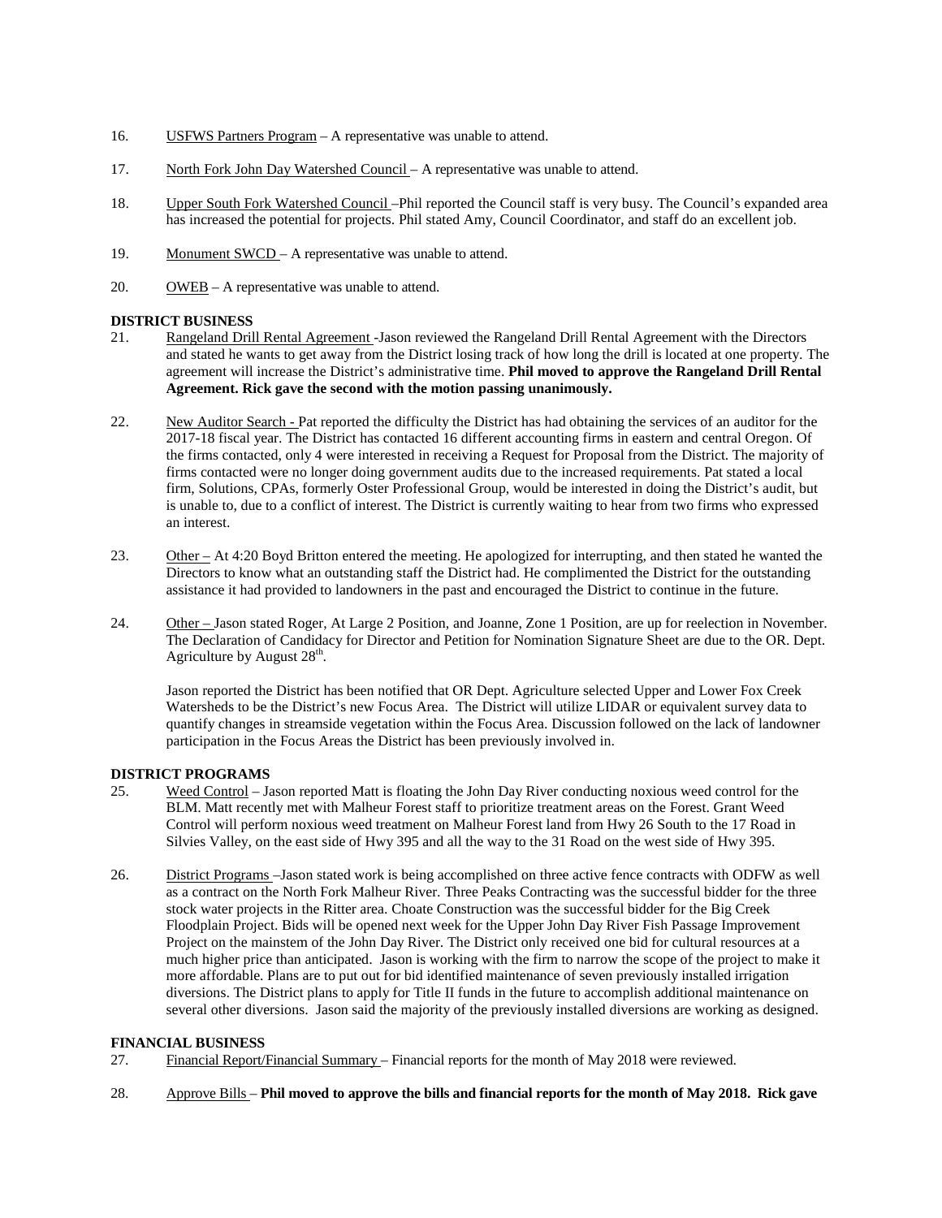16. USFWS Partners Program – A representative was unable to attend.

17. North Fork John Day Watershed Council – A representative was unable to attend.

18. Upper South Fork Watershed Council –Phil reported the Council staff is very busy. The Council's expanded area has increased the potential for projects. Phil stated Amy, Council Coordinator, and staff do an excellent job.

19. Monument SWCD – A representative was unable to attend.

20. OWEB – A representative was unable to attend.

**DISTRICT BUSINESS**

21. Rangeland Drill Rental Agreement -Jason reviewed the Rangeland Drill Rental Agreement with the Directors and stated he wants to get away from the District losing track of how long the drill is located at one property. The agreement will increase the District's administrative time. **Phil moved to approve the Rangeland Drill Rental Agreement. Rick gave the second with the motion passing unanimously.**

22. New Auditor Search - Pat reported the difficulty the District has had obtaining the services of an auditor for the 2017-18 fiscal year. The District has contacted 16 different accounting firms in eastern and central Oregon. Of the firms contacted, only 4 were interested in receiving a Request for Proposal from the District. The majority of firms contacted were no longer doing government audits due to the increased requirements. Pat stated a local firm, Solutions, CPAs, formerly Oster Professional Group, would be interested in doing the District's audit, but is unable to, due to a conflict of interest. The District is currently waiting to hear from two firms who expressed an interest.

23. Other – At 4:20 Boyd Britton entered the meeting. He apologized for interrupting, and then stated he wanted the Directors to know what an outstanding staff the District had. He complimented the District for the outstanding assistance it had provided to landowners in the past and encouraged the District to continue in the future.

24. Other – Jason stated Roger, At Large 2 Position, and Joanne, Zone 1 Position, are up for reelection in November. The Declaration of Candidacy for Director and Petition for Nomination Signature Sheet are due to the OR. Dept. Agriculture by August 28th.

    Jason reported the District has been notified that OR Dept. Agriculture selected Upper and Lower Fox Creek Watersheds to be the District's new Focus Area. The District will utilize LIDAR or equivalent survey data to quantify changes in streamside vegetation within the Focus Area. Discussion followed on the lack of landowner participation in the Focus Areas the District has been previously involved in.

**DISTRICT PROGRAMS**

25. Weed Control – Jason reported Matt is floating the John Day River conducting noxious weed control for the BLM. Matt recently met with Malheur Forest staff to prioritize treatment areas on the Forest. Grant Weed Control will perform noxious weed treatment on Malheur Forest land from Hwy 26 South to the 17 Road in Silvies Valley, on the east side of Hwy 395 and all the way to the 31 Road on the west side of Hwy 395.

26. District Programs –Jason stated work is being accomplished on three active fence contracts with ODFW as well as a contract on the North Fork Malheur River. Three Peaks Contracting was the successful bidder for the three stock water projects in the Ritter area. Choate Construction was the successful bidder for the Big Creek Floodplain Project. Bids will be opened next week for the Upper John Day River Fish Passage Improvement Project on the mainstem of the John Day River. The District only received one bid for cultural resources at a much higher price than anticipated. Jason is working with the firm to narrow the scope of the project to make it more affordable. Plans are to put out for bid identified maintenance of seven previously installed irrigation diversions. The District plans to apply for Title II funds in the future to accomplish additional maintenance on several other diversions. Jason said the majority of the previously installed diversions are working as designed.

**FINANCIAL BUSINESS**

27. Financial Report/Financial Summary – Financial reports for the month of May 2018 were reviewed.

28. Approve Bills – **Phil moved to approve the bills and financial reports for the month of May 2018. Rick gave**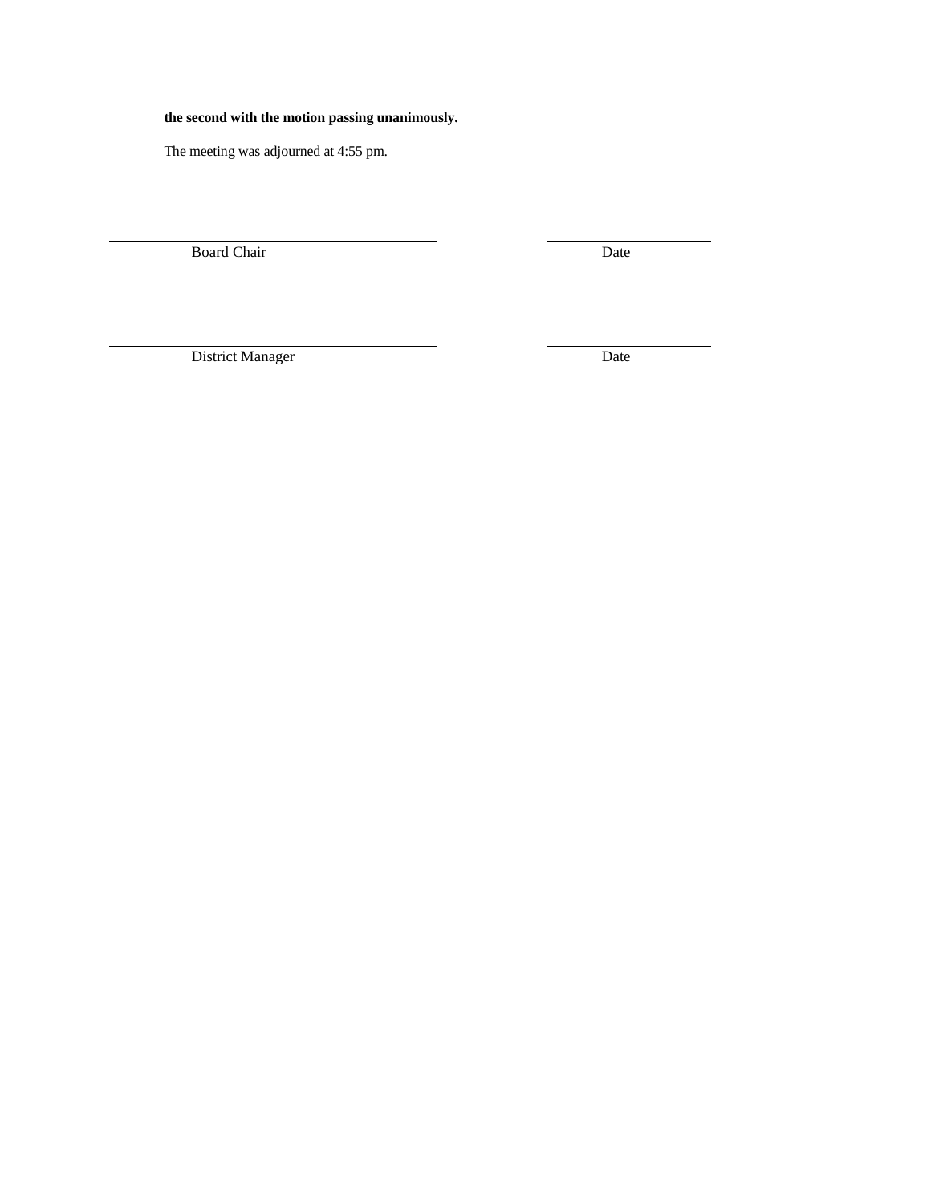**the second with the motion passing unanimously.**

The meeting was adjourned at 4:55 pm.

\_\_\_\_\_\_\_\_\_\_\_\_\_\_\_\_\_\_\_\_\_\_\_\_\_\_\_\_\_\_\_\_\_\_\_\_\_\_ \_\_\_\_\_\_\_\_\_\_\_\_\_\_\_\_\_\_\_\_

Board Chair Date

\_\_\_\_\_\_\_\_\_\_\_\_\_\_\_\_\_\_\_\_\_\_\_\_\_\_\_\_\_\_\_\_\_\_\_\_\_\_ \_\_\_\_\_\_\_\_\_\_\_\_\_\_\_\_\_\_\_\_

District Manager Date